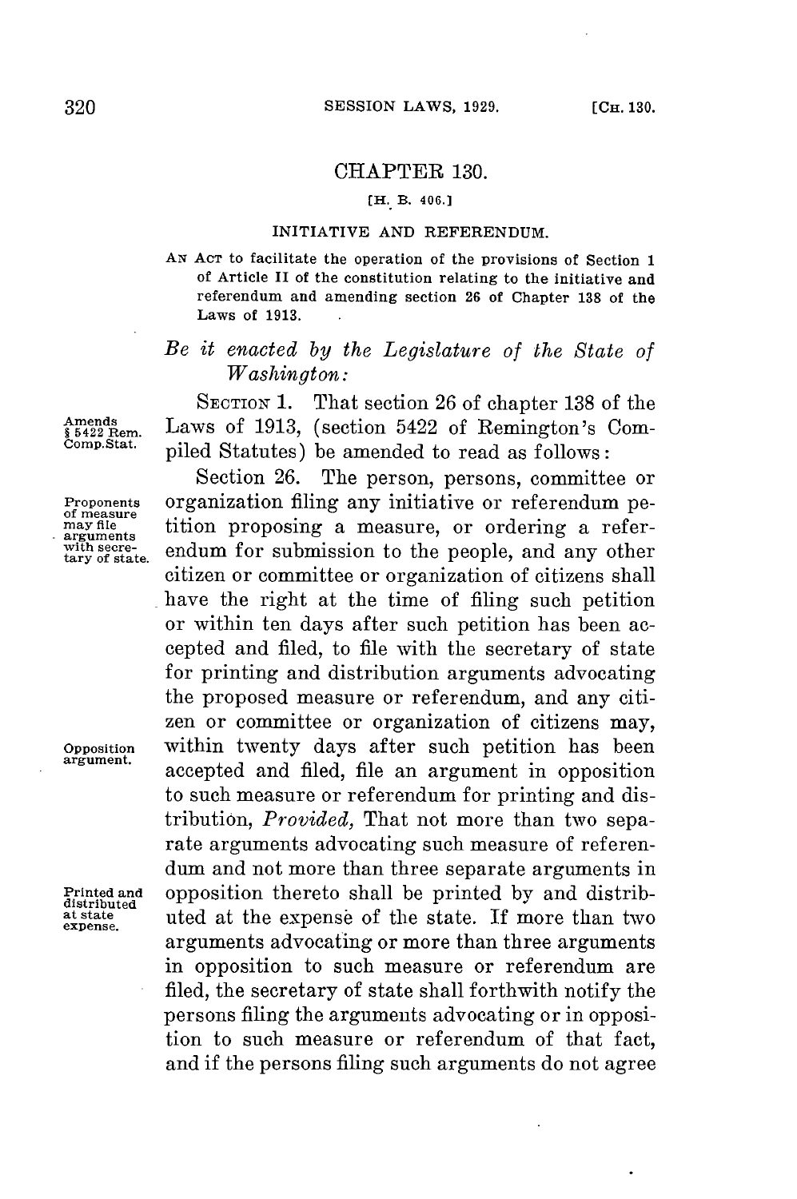# CHAPTER 130.

[H. B. 406.]

## INITIATIVE AND REFERENDUM.

AN ACT to facilitate the operation of the provisions of Section 1 of Article II of the constitution relating to the initiative and referendum and amending section 26 of Chapter 138 of the Laws of 1913.

*Be it enacted by the Legislature of the State of Washington:*

Amends § 5422 Rem. Comp.Stat.

SECTION 1. That section 26 of chapter 138 of the Laws of 1913, (section 5422 of Remington's Compiled Statutes) be amended to read as follows:

Proponents of measure may file arguments with secretary of state.

Section 26. The person, persons, committee or organization filing any initiative or referendum petition proposing a measure, or ordering a referendum for submission to the people, and any other citizen or committee or organization of citizens shall have the right at the time of filing such petition or within ten days after such petition has been accepted and filed, to file with the secretary of state for printing and distribution arguments advocating the proposed measure or referendum, and any citizen or committee or organization of citizens may, within twenty days after such petition has been accepted and filed, file an argument in opposition to such measure or referendum for printing and distribution, *Provided,* That not more than two separate arguments advocating such measure of referendum and not more than three separate arguments in opposition thereto shall be printed by and distributed at the expense of the state. If more than two arguments advocating or more than three arguments in opposition to such measure or referendum are filed, the secretary of state shall forthwith notify the persons filing the arguments advocating or in opposition to such measure or referendum of that fact, and if the persons filing such arguments do not agree

Opposition argument.

Printed and distributed at state expense.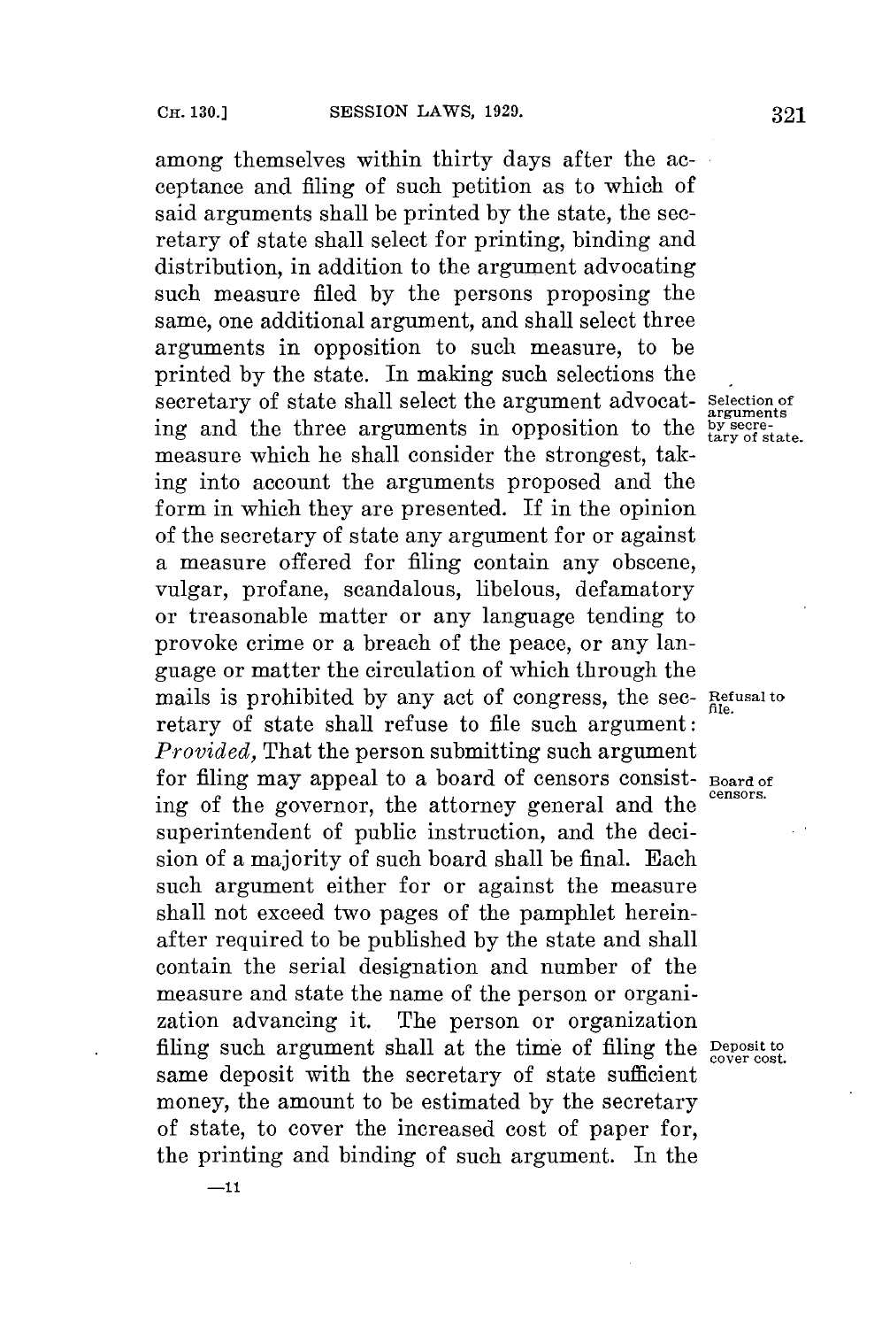among themselves within thirty days after the acceptance and filing of such petition as to which of said arguments shall be printed by the state, the secretary of state shall select for printing, binding and distribution, in addition to the argument advocating such measure filed by the persons proposing the same, one additional argument, and shall select three arguments in opposition to such measure, to be printed by the state. In making such selections the secretary of state shall select the argument advocating and the three arguments in opposition to the measure which he shall consider the strongest, taking into account the arguments proposed and the form in which they are presented. If in the opinion of the secretary of state any argument for or against a measure offered for filing contain any obscene, vulgar, profane, scandalous, libelous, defamatory or treasonable matter or any language tending to provoke crime or a breach of the peace, or any language or matter the circulation of which through the mails is prohibited by any act of congress, the secretary of state shall refuse to file such argument: *Provided,* That the person submitting such argument for filing may appeal to a board of censors consisting of the governor, the attorney general and the superintendent of public instruction, and the decision of a majority of such board shall be final. Each such argument either for or against the measure shall not exceed two pages of the pamphlet hereinafter required to be published by the state and shall contain the serial designation and number of the measure and state the name of the person or organization advancing it. The person or organization filing such argument shall at the time of filing the same deposit with the secretary of state sufficient money, the amount to be estimated by the secretary of state, to cover the increased cost of paper for, the printing and binding of such argument. In the

Selection of arguments by secretary of state.

Refusal to file.

Board of censors.

Deposit to cover cost.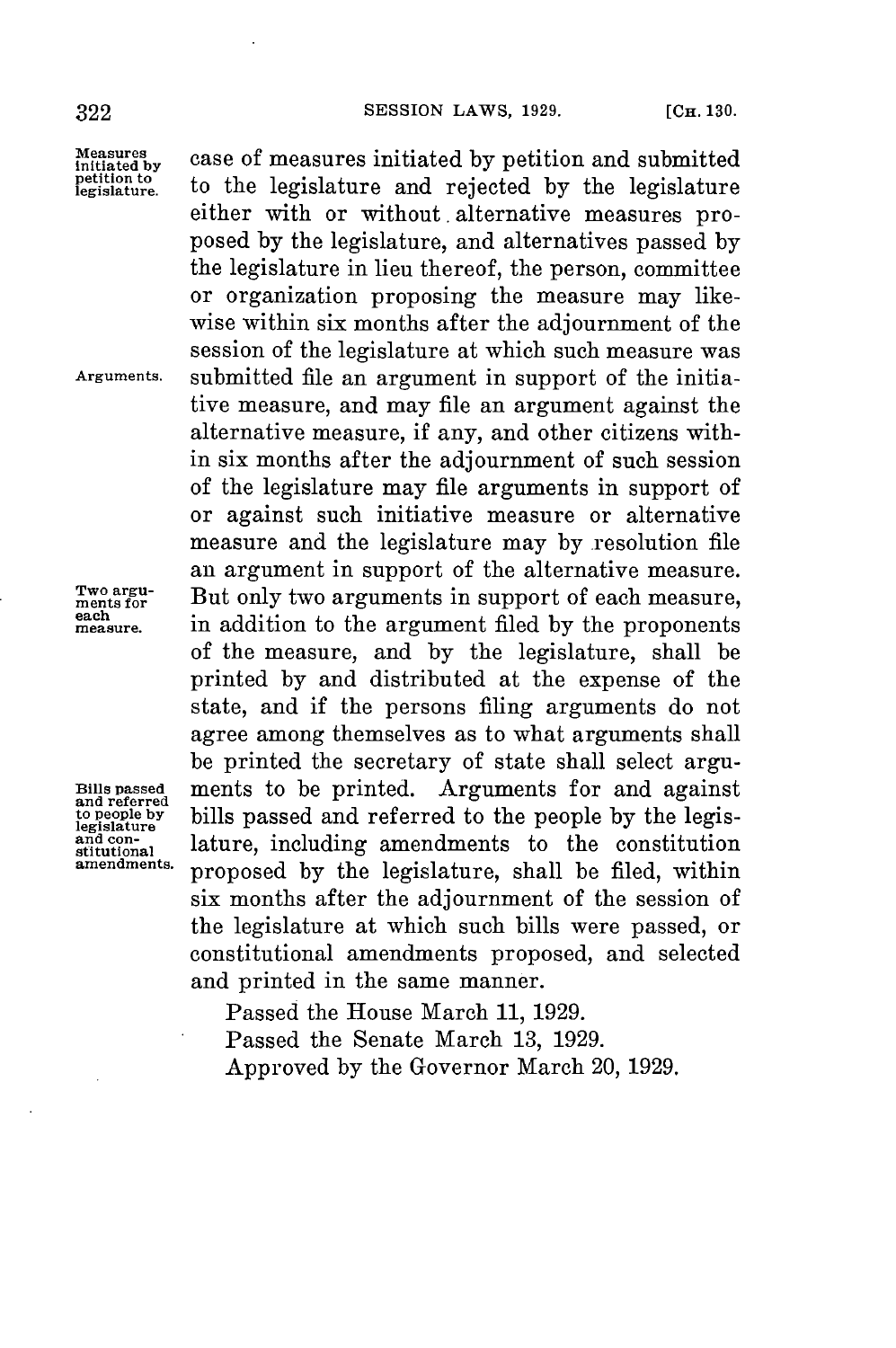case of measures initiated by petition and submitted to the legislature and rejected by the legislature either with or without alternative measures proposed by the legislature, and alternatives passed by the legislature in lieu thereof, the person, committee or organization proposing the measure may likewise within six months after the adjournment of the session of the legislature at which such measure was submitted file an argument in support of the initiative measure, and may file an argument against the alternative measure, if any, and other citizens within six months after the adjournment of such session of the legislature may file arguments in support of or against such initiative measure or alternative measure and the legislature may by resolution file an argument in support of the alternative measure. But only two arguments in support of each measure, in addition to the argument filed by the proponents of the measure, and by the legislature, shall be printed by and distributed at the expense of the state, and if the persons filing arguments do not agree among themselves as to what arguments shall be printed the secretary of state shall select arguments to be printed. Arguments for and against bills passed and referred to the people by the legislature, including amendments to the constitution proposed by the legislature, shall be filed, within six months after the adjournment of the session of the legislature at which such bills were passed, or constitutional amendments proposed, and selected and printed in the same manner.

Passed the House March 11, 1929.

Passed the Senate March 13, 1929.

Approved by the Governor March 20, 1929.